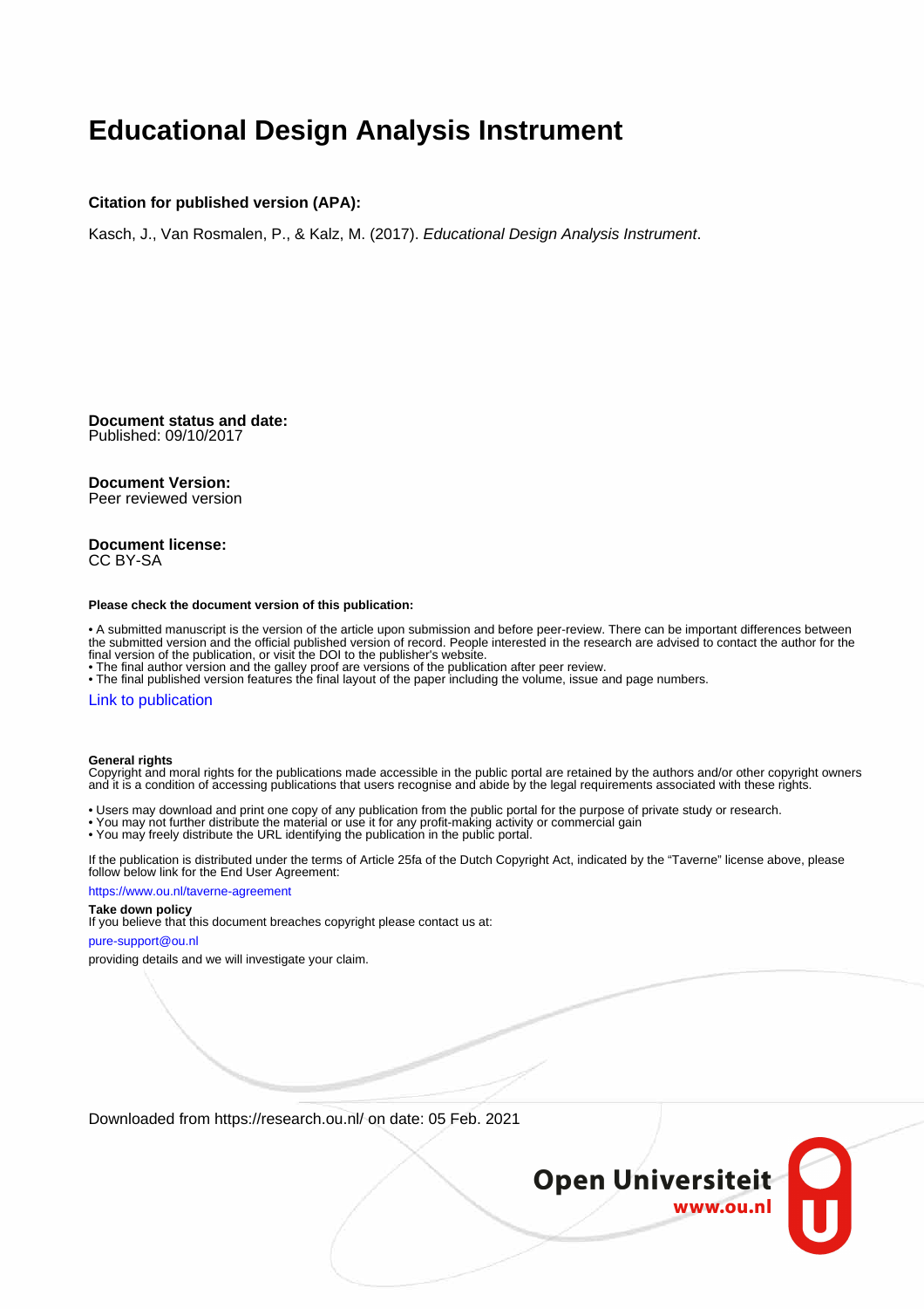# Educational Design Analysis Instrument

**Citation for published version (APA):**

Kasch, J., Van Rosmalen, P., & Kalz, M. (2017). *Educational Design Analysis Instrument*.

**Document status and date:**
Published: 09/10/2017

**Document Version:**
Peer reviewed version

**Document license:**
CC BY-SA

**Please check the document version of this publication:**

• A submitted manuscript is the version of the article upon submission and before peer-review. There can be important differences between the submitted version and the official published version of record. People interested in the research are advised to contact the author for the final version of the publication, or visit the DOI to the publisher's website.
• The final author version and the galley proof are versions of the publication after peer review.
• The final published version features the final layout of the paper including the volume, issue and page numbers.

Link to publication

**General rights**
Copyright and moral rights for the publications made accessible in the public portal are retained by the authors and/or other copyright owners and it is a condition of accessing publications that users recognise and abide by the legal requirements associated with these rights.

• Users may download and print one copy of any publication from the public portal for the purpose of private study or research.
• You may not further distribute the material or use it for any profit-making activity or commercial gain
• You may freely distribute the URL identifying the publication in the public portal.

If the publication is distributed under the terms of Article 25fa of the Dutch Copyright Act, indicated by the "Taverne" license above, please follow below link for the End User Agreement:

https://www.ou.nl/taverne-agreement

**Take down policy**
If you believe that this document breaches copyright please contact us at:

pure-support@ou.nl

providing details and we will investigate your claim.

Downloaded from https://research.ou.nl/ on date: 05 Feb. 2021

Open Universiteit
www.ou.nl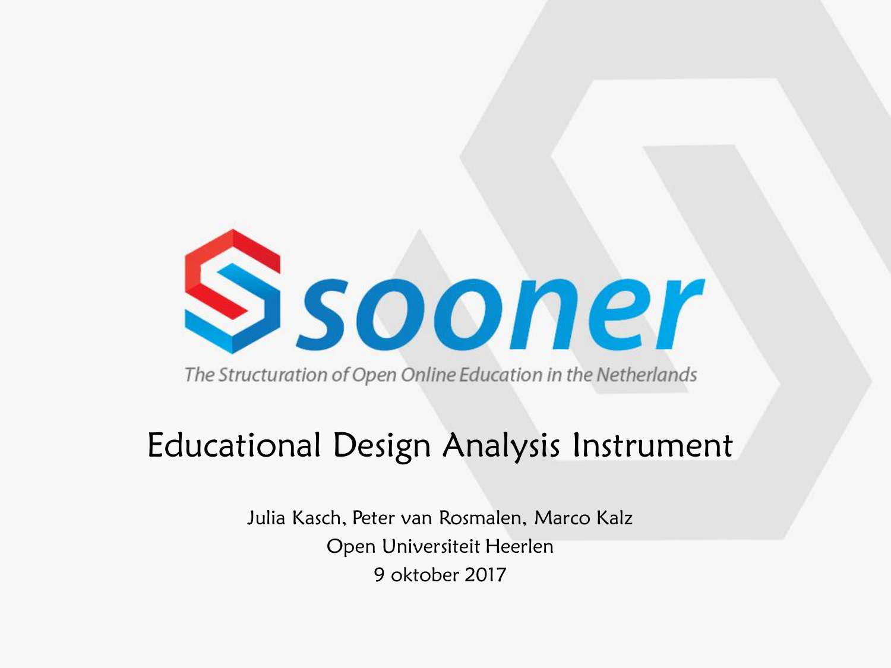sooner

*The Structuration of Open Online Education in the Netherlands*

# Educational Design Analysis Instrument

Julia Kasch, Peter van Rosmalen, Marco Kalz

Open Universiteit Heerlen

9 oktober 2017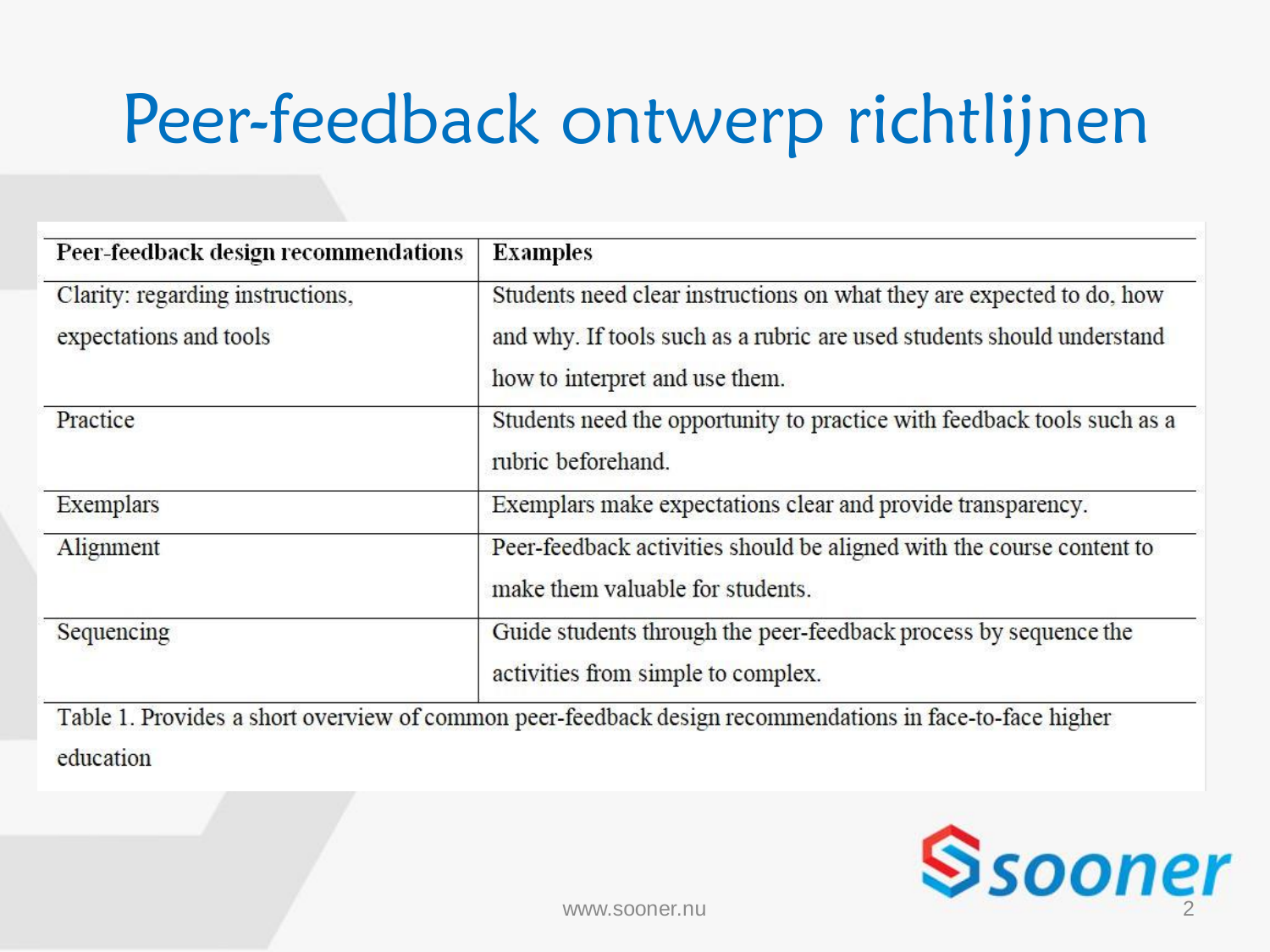# Peer-feedback ontwerp richtlijnen

| Peer-feedback design recommendations | Examples |
|---|---|
| Clarity: regarding instructions, expectations and tools | Students need clear instructions on what they are expected to do, how and why. If tools such as a rubric are used students should understand how to interpret and use them. |
| Practice | Students need the opportunity to practice with feedback tools such as a rubric beforehand. |
| Exemplars | Exemplars make expectations clear and provide transparency. |
| Alignment | Peer-feedback activities should be aligned with the course content to make them valuable for students. |
| Sequencing | Guide students through the peer-feedback process by sequence the activities from simple to complex. |

Table 1. Provides a short overview of common peer-feedback design recommendations in face-to-face higher education

www.sooner.nu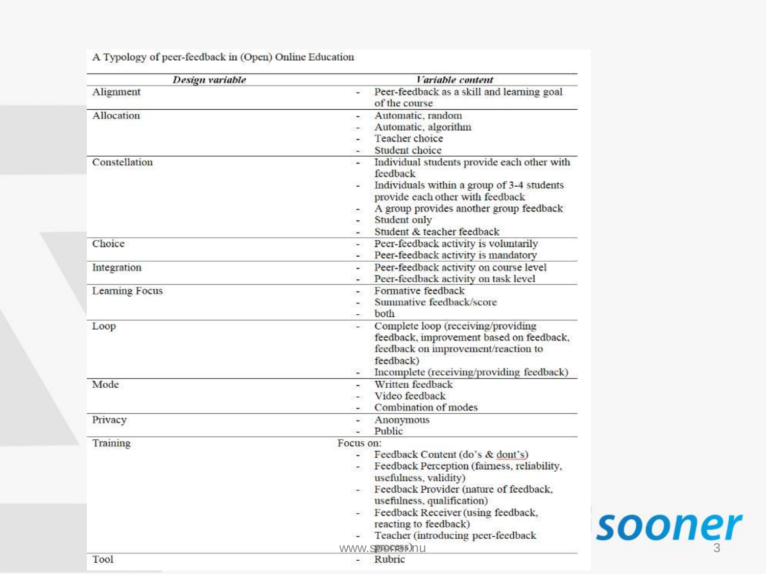A Typology of peer-feedback in (Open) Online Education

| *Design variable* | *Variable content* |
| --- | --- |
| Alignment | - Peer-feedback as a skill and learning goal of the course |
| Allocation | - Automatic, random<br>- Automatic, algorithm<br>- Teacher choice<br>- Student choice |
| Constellation | - Individual students provide each other with feedback<br>- Individuals within a group of 3-4 students provide each other with feedback<br>- A group provides another group feedback<br>- Student only<br>- Student & teacher feedback |
| Choice | - Peer-feedback activity is voluntarily<br>- Peer-feedback activity is mandatory |
| Integration | - Peer-feedback activity on course level<br>- Peer-feedback activity on task level |
| Learning Focus | - Formative feedback<br>- Summative feedback/score<br>- both |
| Loop | - Complete loop (receiving/providing feedback, improvement based on feedback, feedback on improvement/reaction to feedback)<br>- Incomplete (receiving/providing feedback) |
| Mode | - Written feedback<br>- Video feedback<br>- Combination of modes |
| Privacy | - Anonymous<br>- Public |
| Training | Focus on:<br>- Feedback Content (do's & dont's)<br>- Feedback Perception (fairness, reliability, usefulness, validity)<br>- Feedback Provider (nature of feedback, usefulness, qualification)<br>- Feedback Receiver (using feedback, reacting to feedback)<br>- Teacher (introducing peer-feedback process) |
| Tool | - Rubric |

www.sooner.nu

sooner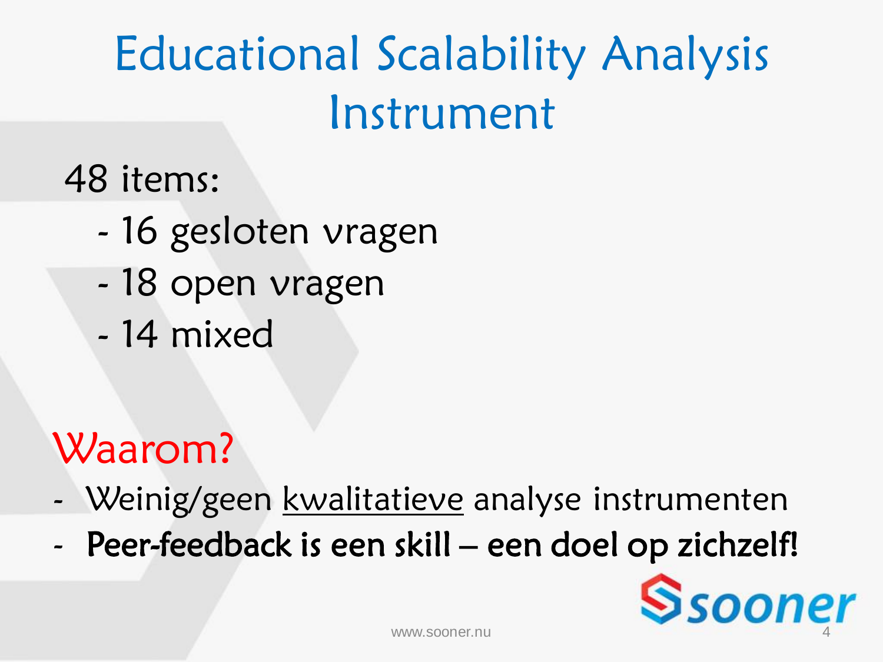# Educational Scalability Analysis Instrument

48 items:

- 16 gesloten vragen
- 18 open vragen
- 14 mixed

## Waarom?

- Weinig/geen kwalitatieve analyse instrumenten
- **Peer-feedback is een skill – een doel op zichzelf!**

www.sooner.nu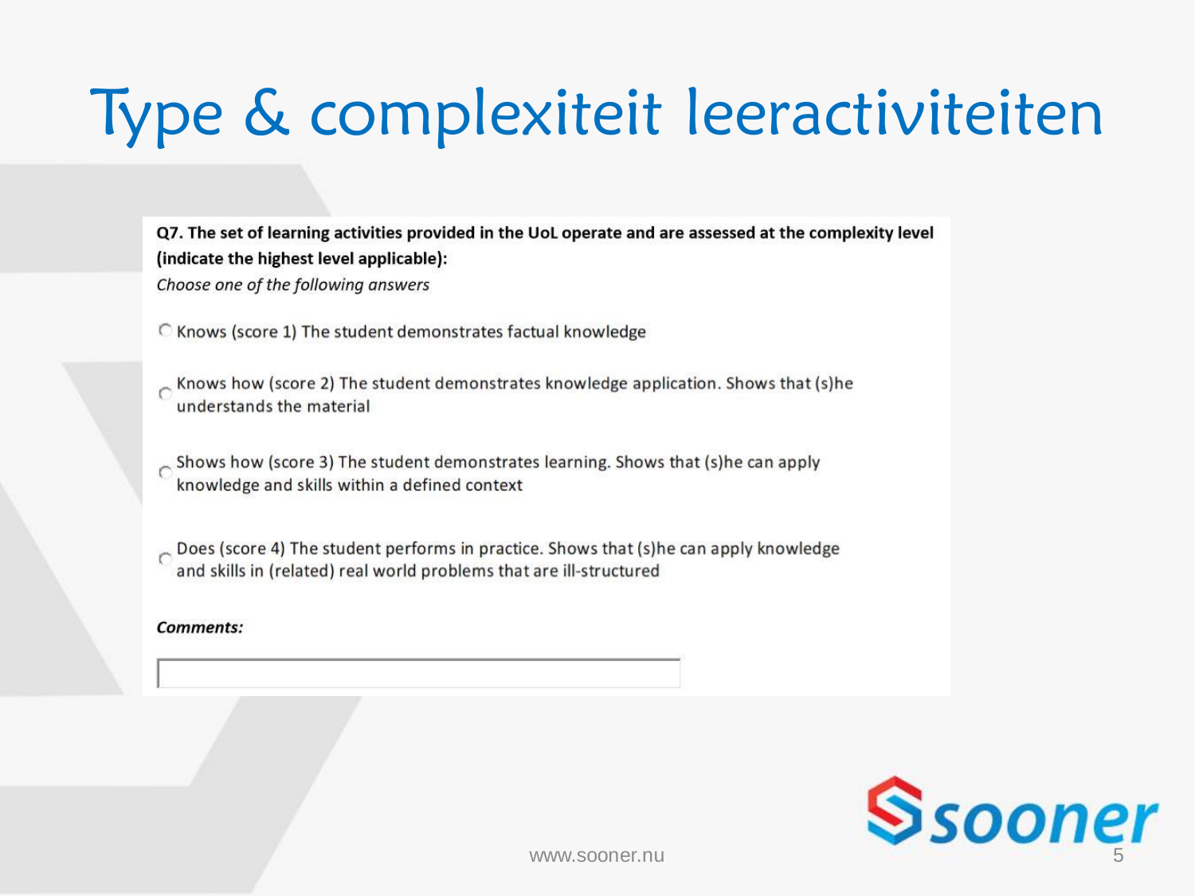# Type & complexiteit leeractiviteiten

**Q7. The set of learning activities provided in the UoL operate and are assessed at the complexity level (indicate the highest level applicable):**

*Choose one of the following answers*

- Knows (score 1) The student demonstrates factual knowledge
- Knows how (score 2) The student demonstrates knowledge application. Shows that (s)he understands the material
- Shows how (score 3) The student demonstrates learning. Shows that (s)he can apply knowledge and skills within a defined context
- Does (score 4) The student performs in practice. Shows that (s)he can apply knowledge and skills in (related) real world problems that are ill-structured

***Comments:***

www.sooner.nu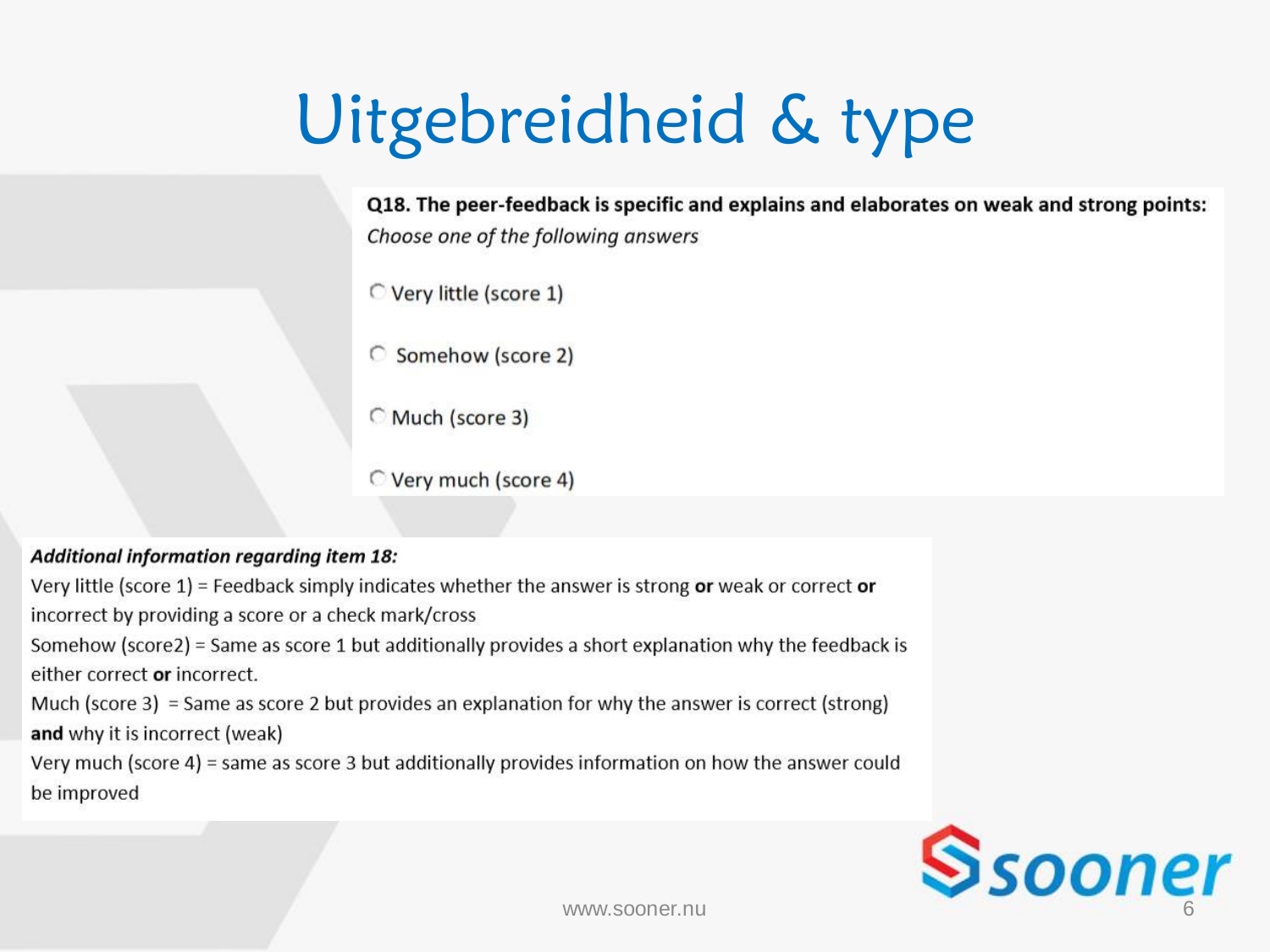# Uitgebreidheid & type

**Q18. The peer-feedback is specific and explains and elaborates on weak and strong points:**

*Choose one of the following answers*

- Very little (score 1)
- Somehow (score 2)
- Much (score 3)
- Very much (score 4)

***Additional information regarding item 18:***

Very little (score 1) = Feedback simply indicates whether the answer is strong **or** weak or correct **or** incorrect by providing a score or a check mark/cross

Somehow (score2) = Same as score 1 but additionally provides a short explanation why the feedback is either correct **or** incorrect.

Much (score 3) = Same as score 2 but provides an explanation for why the answer is correct (strong) **and** why it is incorrect (weak)

Very much (score 4) = same as score 3 but additionally provides information on how the answer could be improved

www.sooner.nu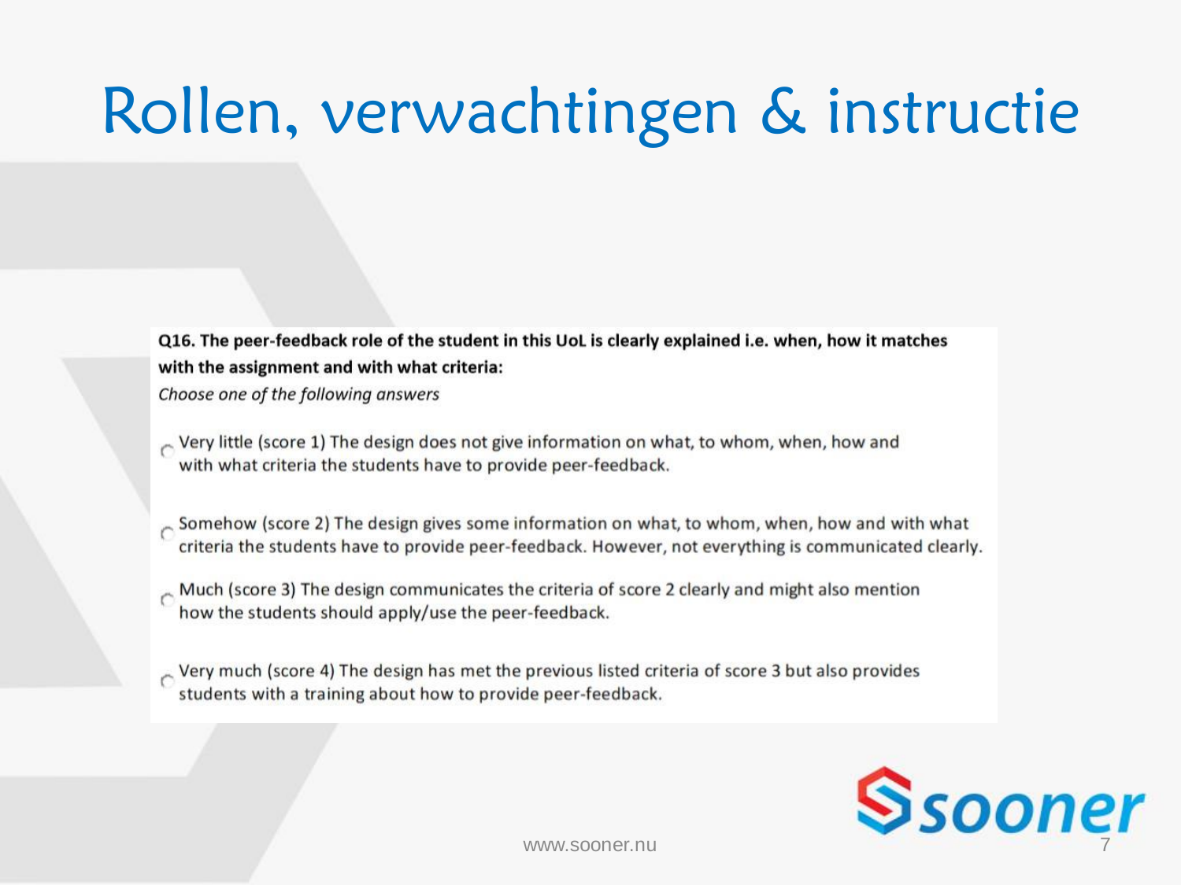# Rollen, verwachtingen & instructie

**Q16. The peer-feedback role of the student in this UoL is clearly explained i.e. when, how it matches with the assignment and with what criteria:**

*Choose one of the following answers*

- Very little (score 1) The design does not give information on what, to whom, when, how and with what criteria the students have to provide peer-feedback.
- Somehow (score 2) The design gives some information on what, to whom, when, how and with what criteria the students have to provide peer-feedback. However, not everything is communicated clearly.
- Much (score 3) The design communicates the criteria of score 2 clearly and might also mention how the students should apply/use the peer-feedback.
- Very much (score 4) The design has met the previous listed criteria of score 3 but also provides students with a training about how to provide peer-feedback.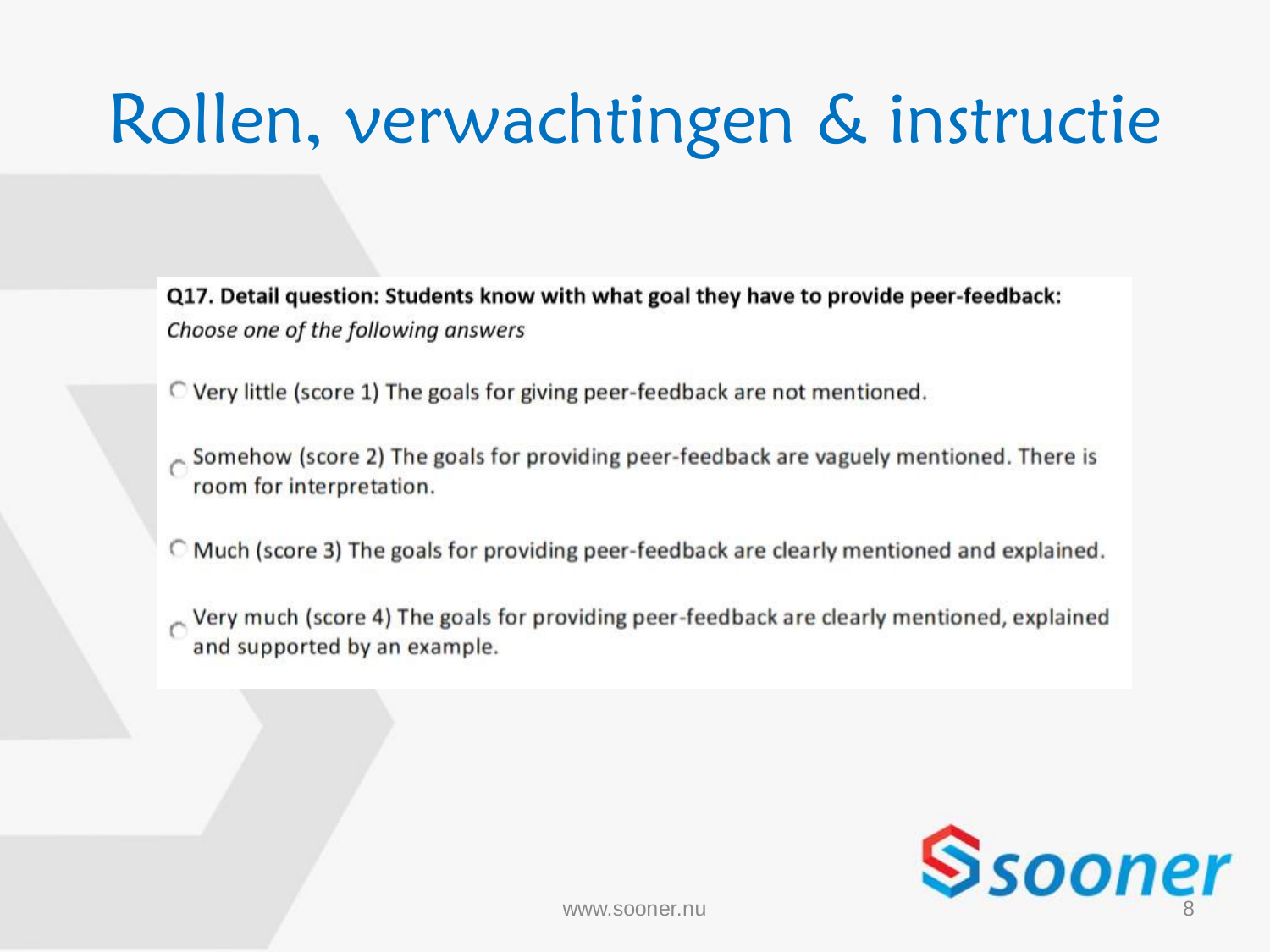# Rollen, verwachtingen & instructie

**Q17. Detail question: Students know with what goal they have to provide peer-feedback:**

*Choose one of the following answers*

- Very little (score 1) The goals for giving peer-feedback are not mentioned.
- Somehow (score 2) The goals for providing peer-feedback are vaguely mentioned. There is room for interpretation.
- Much (score 3) The goals for providing peer-feedback are clearly mentioned and explained.
- Very much (score 4) The goals for providing peer-feedback are clearly mentioned, explained and supported by an example.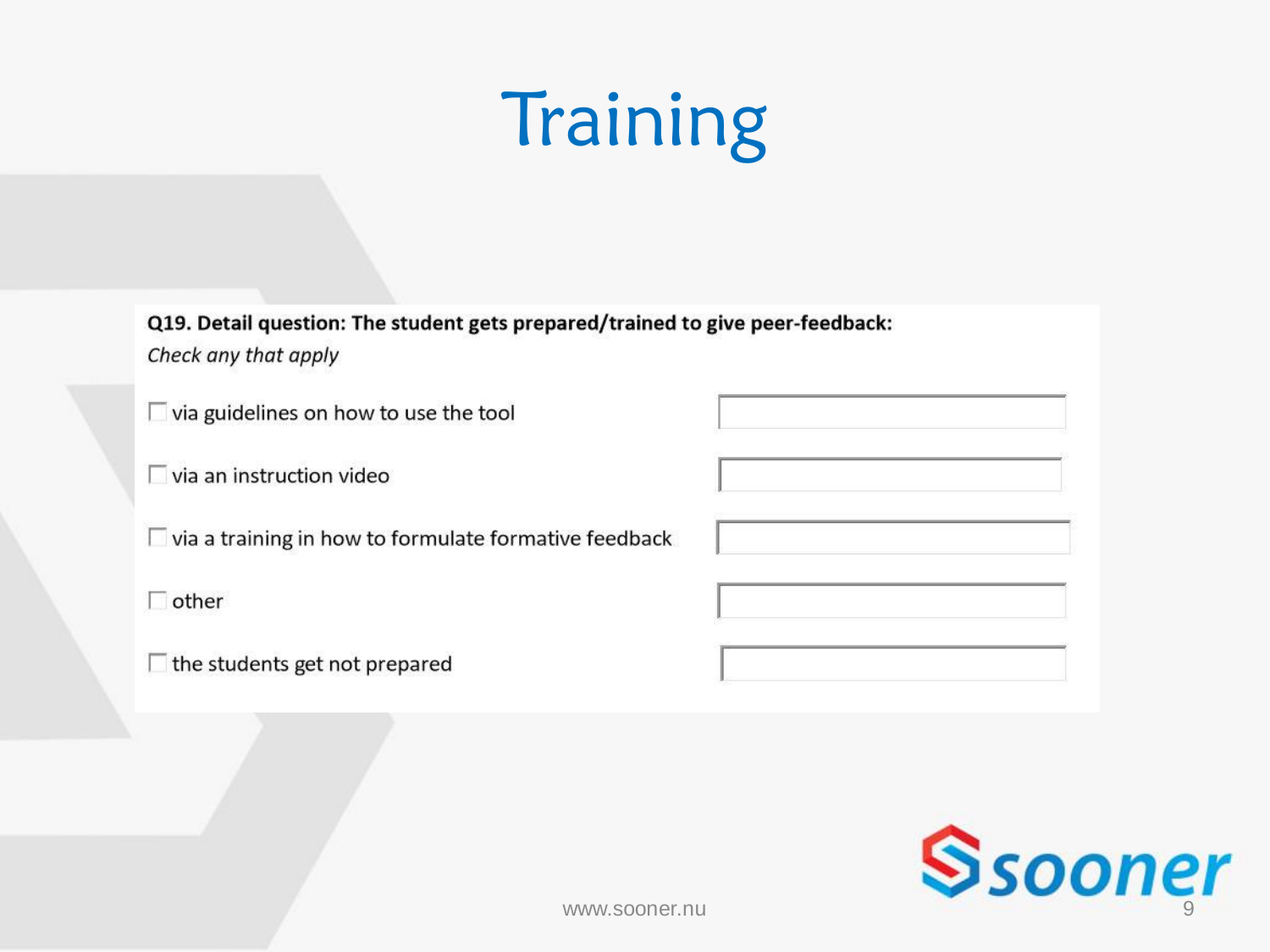# Training

**Q19. Detail question: The student gets prepared/trained to give peer-feedback:**

*Check any that apply*

- ☐ via guidelines on how to use the tool
- ☐ via an instruction video
- ☐ via a training in how to formulate formative feedback
- ☐ other
- ☐ the students get not prepared

www.sooner.nu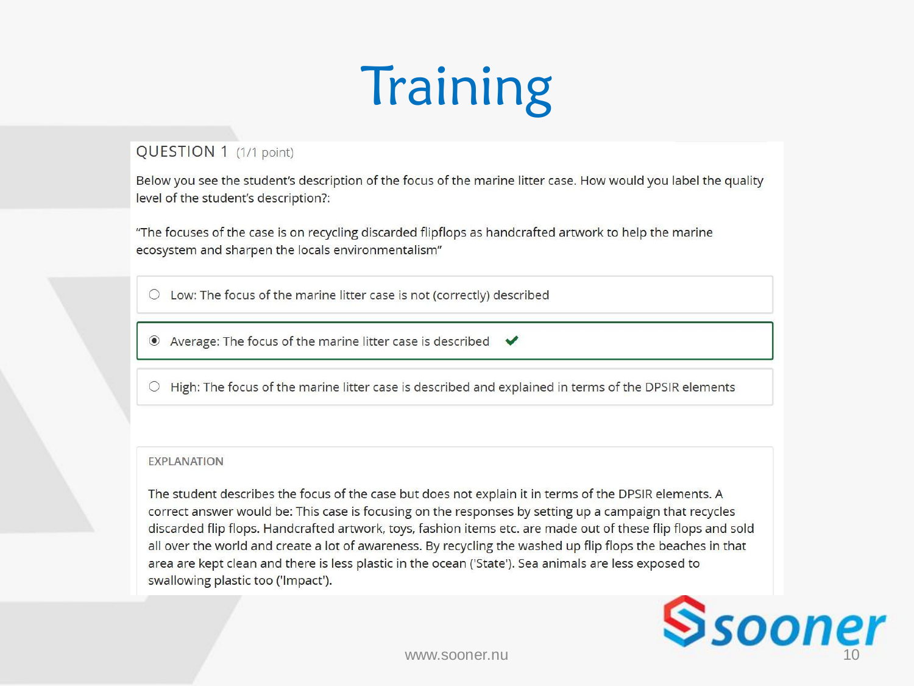# Training

QUESTION 1 (1/1 point)

Below you see the student's description of the focus of the marine litter case. How would you label the quality level of the student's description?:

"The focuses of the case is on recycling discarded flipflops as handcrafted artwork to help the marine ecosystem and sharpen the locals environmentalism"

- ○ Low: The focus of the marine litter case is not (correctly) described
- ◉ Average: The focus of the marine litter case is described ✔
- ○ High: The focus of the marine litter case is described and explained in terms of the DPSIR elements

EXPLANATION

The student describes the focus of the case but does not explain it in terms of the DPSIR elements. A correct answer would be: This case is focusing on the responses by setting up a campaign that recycles discarded flip flops. Handcrafted artwork, toys, fashion items etc. are made out of these flip flops and sold all over the world and create a lot of awareness. By recycling the washed up flip flops the beaches in that area are kept clean and there is less plastic in the ocean ('State'). Sea animals are less exposed to swallowing plastic too ('Impact').

www.sooner.nu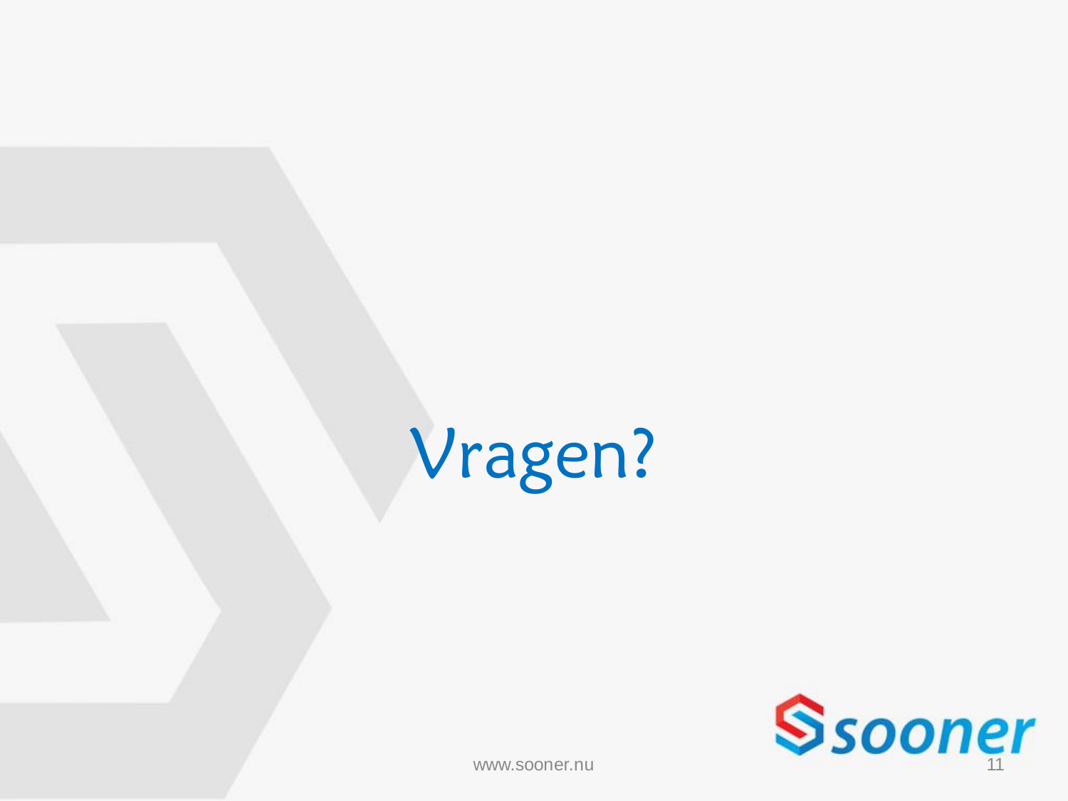# Vragen?

www.sooner.nu